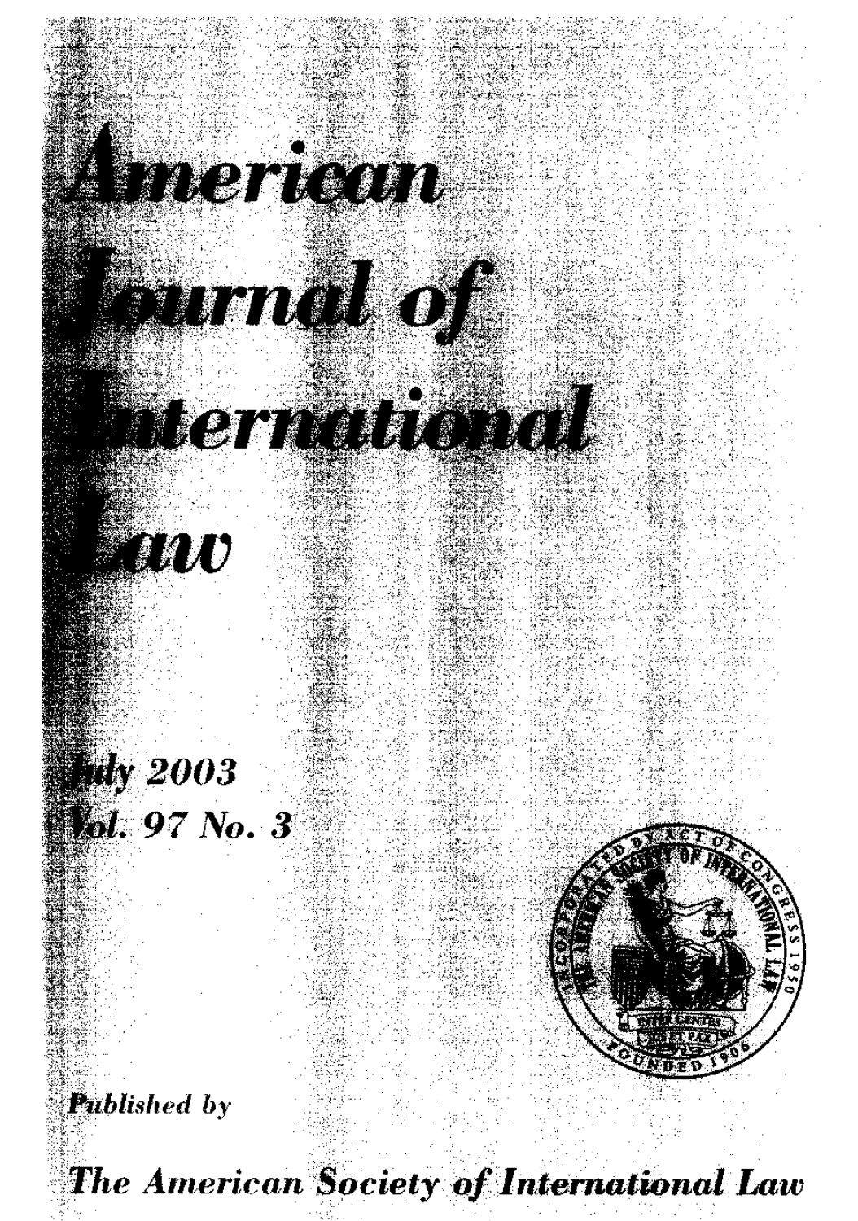# American Journal of International Law

July 2003
Vol. 97 No. 3

*Published by*

***The American Society of International Law***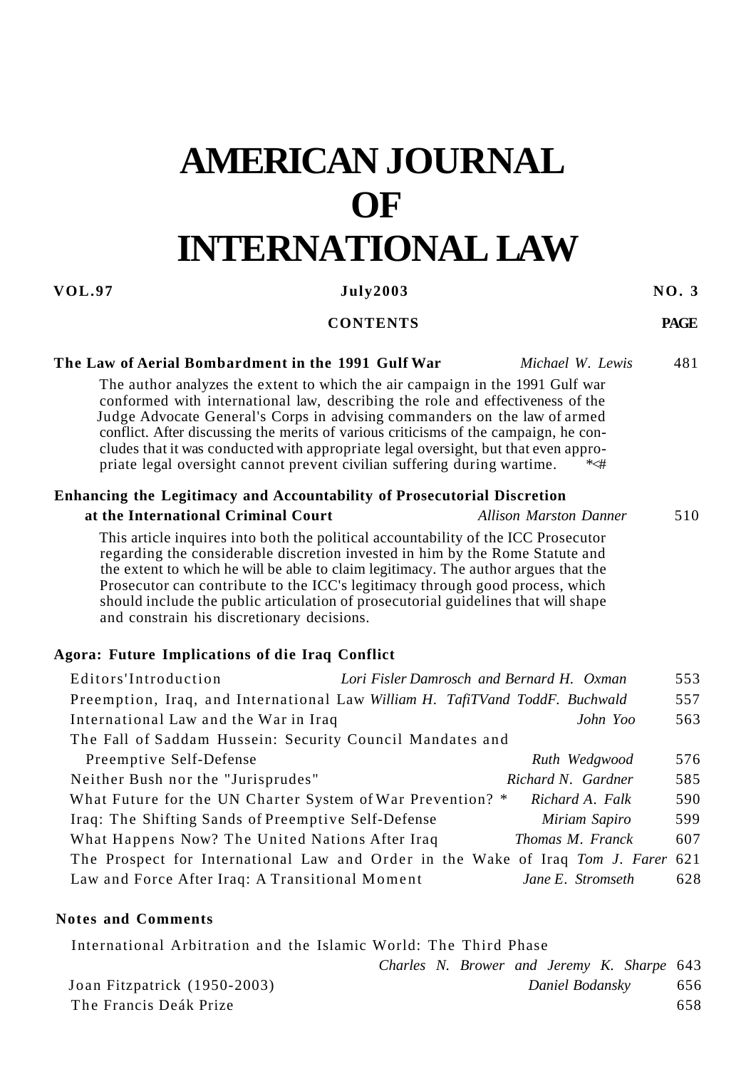# AMERICAN JOURNAL OF INTERNATIONAL LAW

**VOL. 97** **July 2003** **NO. 3**

**CONTENTS** **PAGE**

**The Law of Aerial Bombardment in the 1991 Gulf War** *Michael W. Lewis* 481

The author analyzes the extent to which the air campaign in the 1991 Gulf war conformed with international law, describing the role and effectiveness of the Judge Advocate General's Corps in advising commanders on the law of armed conflict. After discussing the merits of various criticisms of the campaign, he concludes that it was conducted with appropriate legal oversight, but that even appropriate legal oversight cannot prevent civilian suffering during wartime. *<#

**Enhancing the Legitimacy and Accountability of Prosecutorial Discretion at the International Criminal Court** *Allison Marston Danner* 510

This article inquires into both the political accountability of the ICC Prosecutor regarding the considerable discretion invested in him by the Rome Statute and the extent to which he will be able to claim legitimacy. The author argues that the Prosecutor can contribute to the ICC's legitimacy through good process, which should include the public articulation of prosecutorial guidelines that will shape and constrain his discretionary decisions.

**Agora: Future Implications of die Iraq Conflict**

Editors' Introduction *Lori Fisler Damrosch and Bernard H. Oxman* 553

Preemption, Iraq, and International Law *William H. TafiTVand ToddF. Buchwald* 557

International Law and the War in Iraq *John Yoo* 563

The Fall of Saddam Hussein: Security Council Mandates and Preemptive Self-Defense *Ruth Wedgwood* 576

Neither Bush nor the "Jurisprudes" *Richard N. Gardner* 585

What Future for the UN Charter System of War Prevention? * *Richard A. Falk* 590

Iraq: The Shifting Sands of Preemptive Self-Defense *Miriam Sapiro* 599

What Happens Now? The United Nations After Iraq *Thomas M. Franck* 607

The Prospect for International Law and Order in the Wake of Iraq *Tom J. Farer* 621

Law and Force After Iraq: A Transitional Moment *Jane E. Stromseth* 628

**Notes and Comments**

International Arbitration and the Islamic World: The Third Phase *Charles N. Brower and Jeremy K. Sharpe* 643

Joan Fitzpatrick (1950-2003) *Daniel Bodansky* 656

The Francis Deák Prize 658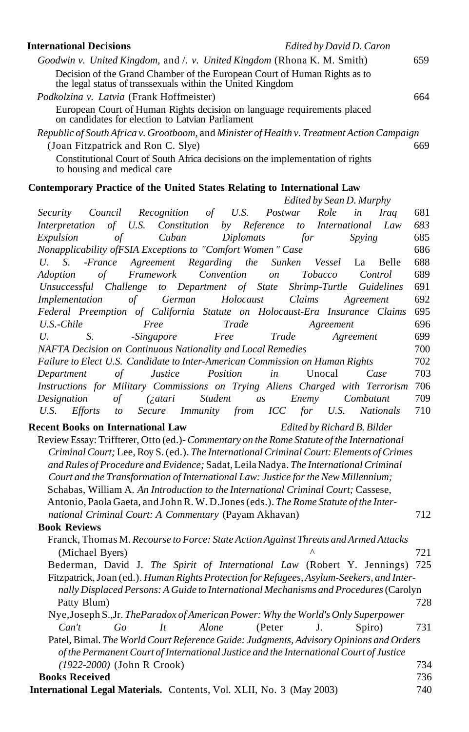**International Decisions** *Edited by David D. Caron*

*Goodwin v. United Kingdom,* and /. *v. United Kingdom* (Rhona K. M. Smith) 659

Decision of the Grand Chamber of the European Court of Human Rights as to the legal status of transsexuals within the United Kingdom

*Podkolzina v. Latvia* (Frank Hoffmeister) 664

European Court of Human Rights decision on language requirements placed on candidates for election to Latvian Parliament

*Republic of South Africa v. Grootboom,* and *Minister of Health v. Treatment Action Campaign* (Joan Fitzpatrick and Ron C. Slye) 669

Constitutional Court of South Africa decisions on the implementation of rights to housing and medical care

**Contemporary Practice of the United States Relating to International Law** *Edited by Sean D. Murphy*

*Security Council Recognition of U.S. Postwar Role in Iraq* 681
*Interpretation of U.S. Constitution by Reference to International Law* 683
*Expulsion of Cuban Diplomats for Spying* 685
*Nonapplicability ofFSIA Exceptions to "Comfort Women" Case* 686
*U. S. -France Agreement Regarding the Sunken Vessel* La Belle 688
*Adoption of Framework Convention on Tobacco Control* 689
*Unsuccessful Challenge to Department of State Shrimp-Turtle Guidelines* 691
*Implementation of German Holocaust Claims Agreement* 692
*Federal Preemption of California Statute on Holocaust-Era Insurance Claims* 695
*U.S.-Chile Free Trade Agreement* 696
*U. S. -Singapore Free Trade Agreement* 699
*NAFTA Decision on Continuous Nationality and Local Remedies* 700
*Failure to Elect U.S. Candidate to Inter-American Commission on Human Rights* 702
*Department of Justice Position in* Unocal *Case* 703
*Instructions for Military Commissions on Trying Aliens Charged with Terrorism* 706
*Designation of (¿atari Student as Enemy Combatant* 709
*U.S. Efforts to Secure Immunity from ICC for U.S. Nationals* 710

**Recent Books on International Law** *Edited by Richard B. Bilder*

Review Essay: Triffterer, Otto (ed.)- *Commentary on the Rome Statute of the International Criminal Court;* Lee, Roy S. (ed.). *The International Criminal Court: Elements of Crimes and Rules of Procedure and Evidence;* Sadat, Leila Nadya. *The International Criminal Court and the Transformation of International Law: Justice for the New Millennium;* Schabas, William A. *An Introduction to the International Criminal Court;* Cassese, Antonio, Paola Gaeta, and John R. W. D.Jones (eds.). *The Rome Statute of the International Criminal Court: A Commentary* (Payam Akhavan) 712

**Book Reviews**

Franck, Thomas M. *Recourse to Force: State Action Against Threats and Armed Attacks* (Michael Byers) 721

Bederman, David J. *The Spirit of International Law* (Robert Y. Jennings) 725

Fitzpatrick, Joan (ed.). *Human Rights Protection for Refugees, Asylum-Seekers, and Internally Displaced Persons: A Guide to International Mechanisms and Procedures* (Carolyn Patty Blum) 728

Nye, Joseph S., Jr. *TheParadox of American Power: Why the World's Only Superpower Can't Go It Alone* (Peter J. Spiro) 731

Patel, Bimal. *The World Court Reference Guide: Judgments, Advisory Opinions and Orders of the Permanent Court of International Justice and the International Court of Justice (1922-2000)* (John R Crook) 734

**Books Received** 736

**International Legal Materials.** Contents, Vol. XLII, No. 3 (May 2003) 740